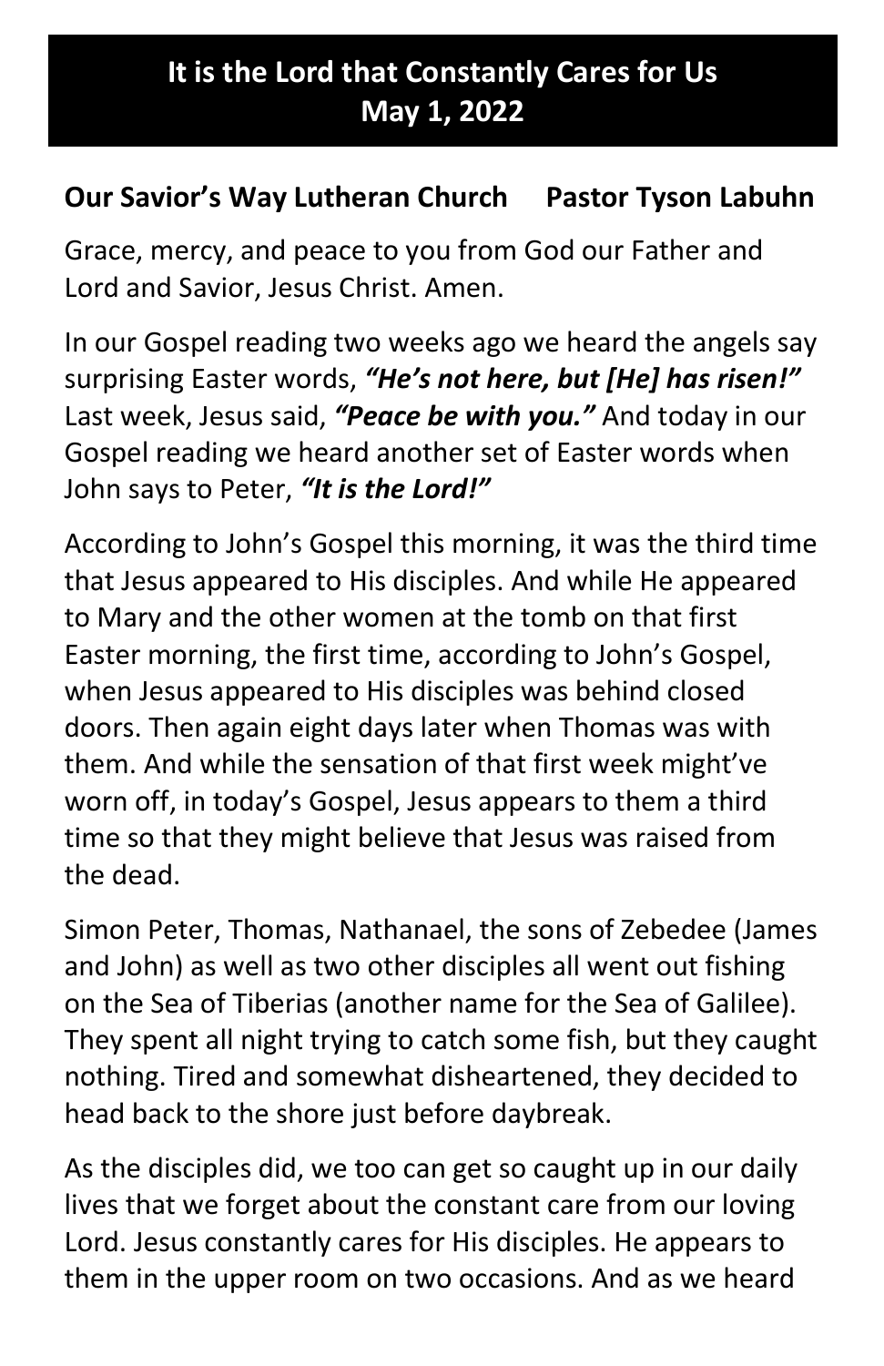# It is the Lord that Constantly Cares for Us
# May 1, 2022

**Our Savior's Way Lutheran Church     Pastor Tyson Labuhn**

Grace, mercy, and peace to you from God our Father and Lord and Savior, Jesus Christ. Amen.

In our Gospel reading two weeks ago we heard the angels say surprising Easter words, ***"He's not here, but [He] has risen!"*** Last week, Jesus said, ***"Peace be with you."*** And today in our Gospel reading we heard another set of Easter words when John says to Peter, ***"It is the Lord!"***

According to John's Gospel this morning, it was the third time that Jesus appeared to His disciples. And while He appeared to Mary and the other women at the tomb on that first Easter morning, the first time, according to John's Gospel, when Jesus appeared to His disciples was behind closed doors. Then again eight days later when Thomas was with them. And while the sensation of that first week might've worn off, in today's Gospel, Jesus appears to them a third time so that they might believe that Jesus was raised from the dead.

Simon Peter, Thomas, Nathanael, the sons of Zebedee (James and John) as well as two other disciples all went out fishing on the Sea of Tiberias (another name for the Sea of Galilee). They spent all night trying to catch some fish, but they caught nothing. Tired and somewhat disheartened, they decided to head back to the shore just before daybreak.

As the disciples did, we too can get so caught up in our daily lives that we forget about the constant care from our loving Lord. Jesus constantly cares for His disciples. He appears to them in the upper room on two occasions. And as we heard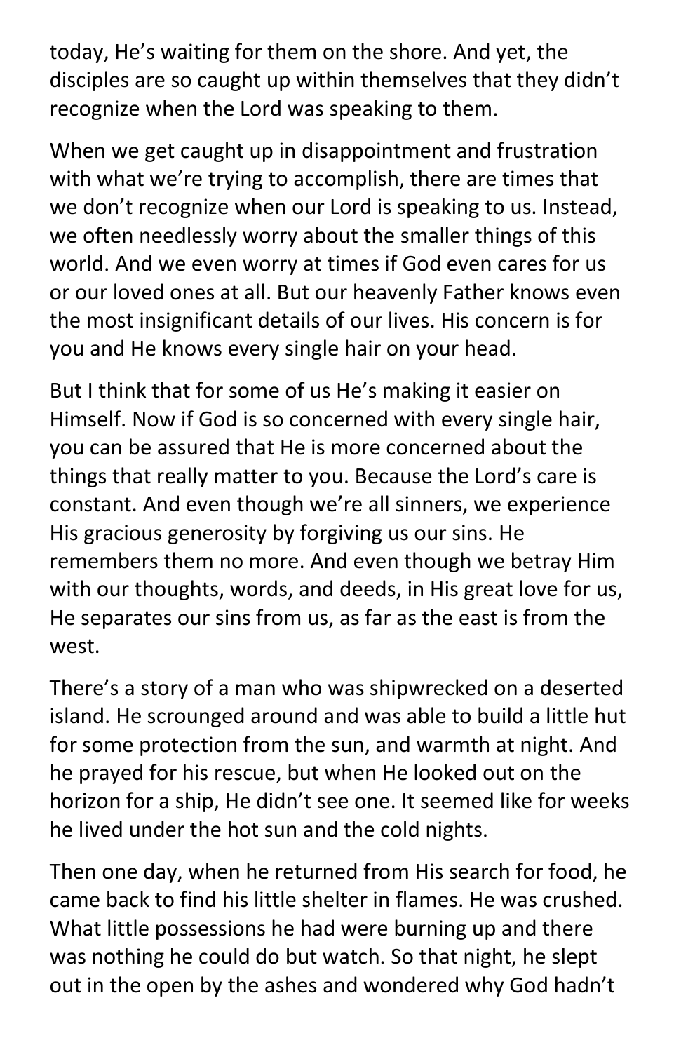today, He's waiting for them on the shore. And yet, the disciples are so caught up within themselves that they didn't recognize when the Lord was speaking to them.

When we get caught up in disappointment and frustration with what we're trying to accomplish, there are times that we don't recognize when our Lord is speaking to us. Instead, we often needlessly worry about the smaller things of this world. And we even worry at times if God even cares for us or our loved ones at all. But our heavenly Father knows even the most insignificant details of our lives. His concern is for you and He knows every single hair on your head.

But I think that for some of us He's making it easier on Himself. Now if God is so concerned with every single hair, you can be assured that He is more concerned about the things that really matter to you. Because the Lord's care is constant. And even though we're all sinners, we experience His gracious generosity by forgiving us our sins. He remembers them no more. And even though we betray Him with our thoughts, words, and deeds, in His great love for us, He separates our sins from us, as far as the east is from the west.

There's a story of a man who was shipwrecked on a deserted island. He scrounged around and was able to build a little hut for some protection from the sun, and warmth at night. And he prayed for his rescue, but when He looked out on the horizon for a ship, He didn't see one. It seemed like for weeks he lived under the hot sun and the cold nights.

Then one day, when he returned from His search for food, he came back to find his little shelter in flames. He was crushed. What little possessions he had were burning up and there was nothing he could do but watch. So that night, he slept out in the open by the ashes and wondered why God hadn't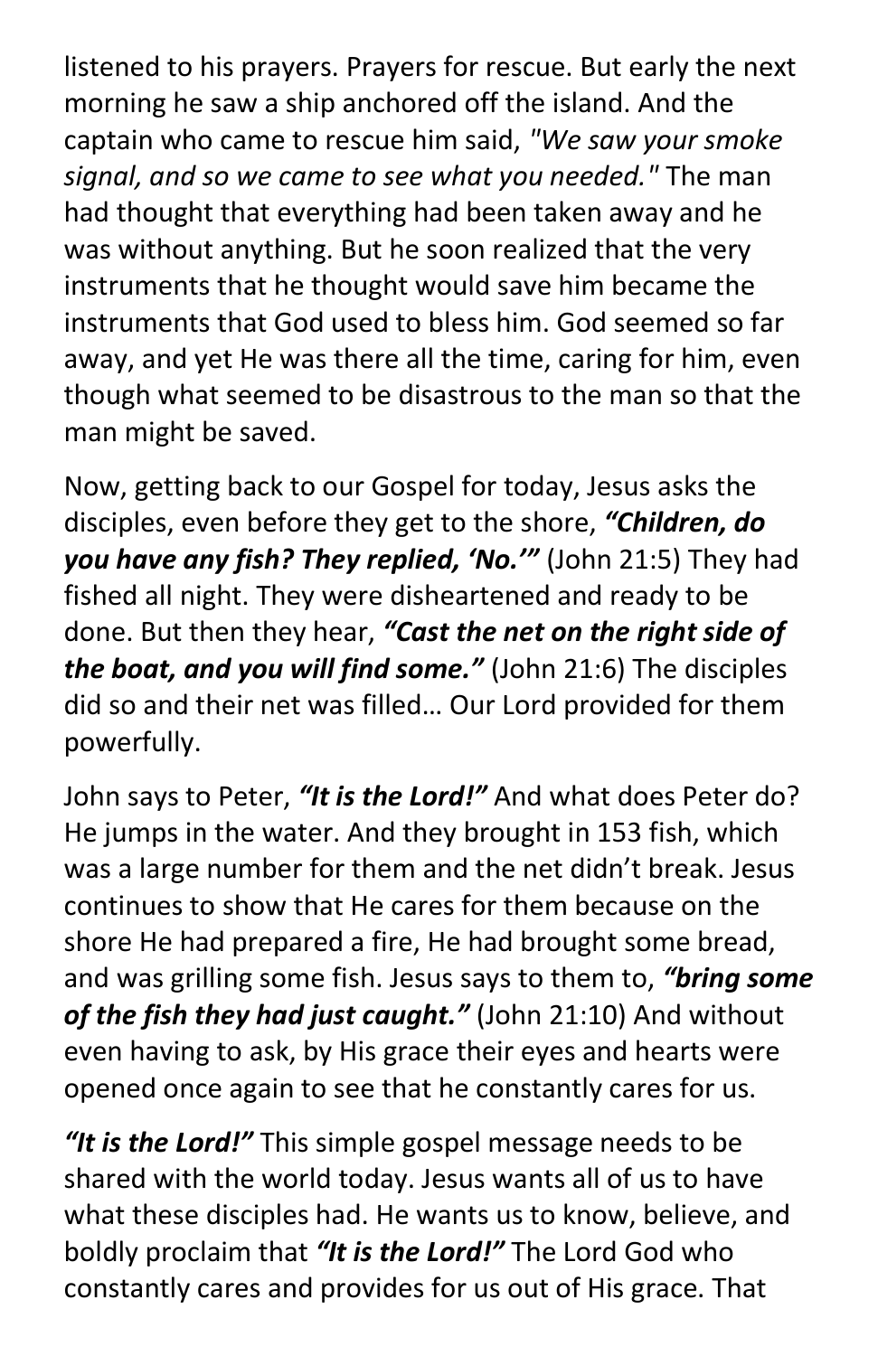listened to his prayers. Prayers for rescue. But early the next morning he saw a ship anchored off the island. And the captain who came to rescue him said, *"We saw your smoke signal, and so we came to see what you needed."* The man had thought that everything had been taken away and he was without anything. But he soon realized that the very instruments that he thought would save him became the instruments that God used to bless him. God seemed so far away, and yet He was there all the time, caring for him, even though what seemed to be disastrous to the man so that the man might be saved.

Now, getting back to our Gospel for today, Jesus asks the disciples, even before they get to the shore, ***"Children, do you have any fish? They replied, 'No.'"*** (John 21:5) They had fished all night. They were disheartened and ready to be done. But then they hear, ***"Cast the net on the right side of the boat, and you will find some."*** (John 21:6) The disciples did so and their net was filled… Our Lord provided for them powerfully.

John says to Peter, ***"It is the Lord!"*** And what does Peter do? He jumps in the water. And they brought in 153 fish, which was a large number for them and the net didn't break. Jesus continues to show that He cares for them because on the shore He had prepared a fire, He had brought some bread, and was grilling some fish. Jesus says to them to, ***"bring some of the fish they had just caught."*** (John 21:10) And without even having to ask, by His grace their eyes and hearts were opened once again to see that he constantly cares for us.

***"It is the Lord!"*** This simple gospel message needs to be shared with the world today. Jesus wants all of us to have what these disciples had. He wants us to know, believe, and boldly proclaim that ***"It is the Lord!"*** The Lord God who constantly cares and provides for us out of His grace. That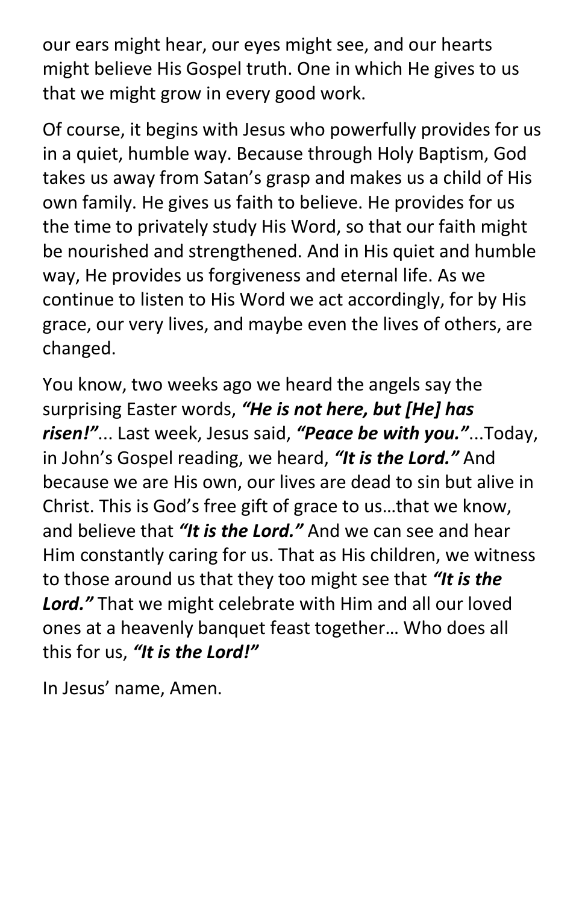our ears might hear, our eyes might see, and our hearts might believe His Gospel truth. One in which He gives to us that we might grow in every good work.

Of course, it begins with Jesus who powerfully provides for us in a quiet, humble way. Because through Holy Baptism, God takes us away from Satan's grasp and makes us a child of His own family. He gives us faith to believe. He provides for us the time to privately study His Word, so that our faith might be nourished and strengthened. And in His quiet and humble way, He provides us forgiveness and eternal life. As we continue to listen to His Word we act accordingly, for by His grace, our very lives, and maybe even the lives of others, are changed.

You know, two weeks ago we heard the angels say the surprising Easter words, ***"He is not here, but [He] has risen!"***... Last week, Jesus said, ***"Peace be with you."***...Today, in John's Gospel reading, we heard, ***"It is the Lord."*** And because we are His own, our lives are dead to sin but alive in Christ. This is God's free gift of grace to us…that we know, and believe that ***"It is the Lord."*** And we can see and hear Him constantly caring for us. That as His children, we witness to those around us that they too might see that ***"It is the Lord."*** That we might celebrate with Him and all our loved ones at a heavenly banquet feast together… Who does all this for us, ***"It is the Lord!"***

In Jesus' name, Amen.